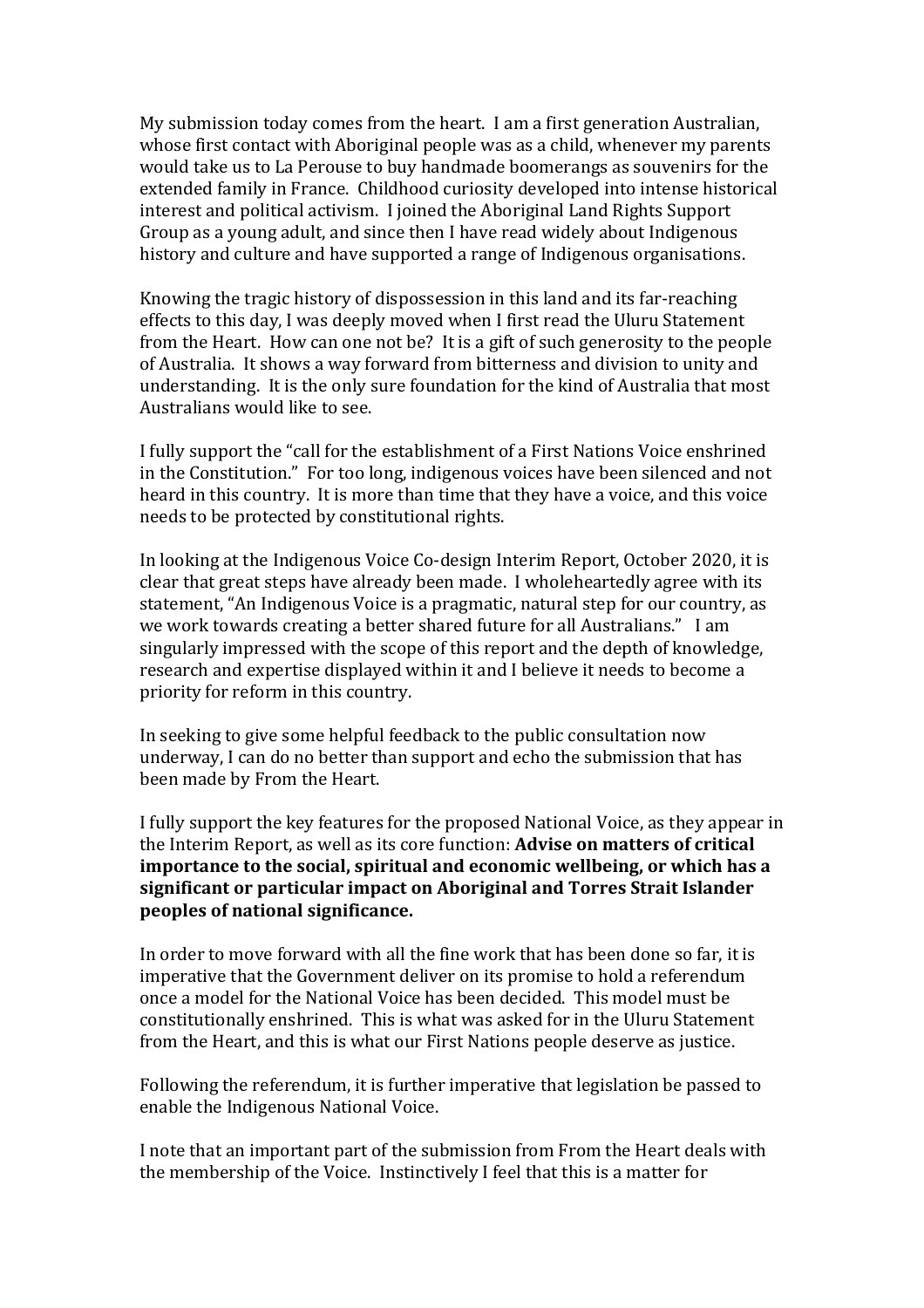My submission today comes from the heart. I am a first generation Australian, whose first contact with Aboriginal people was as a child, whenever my parents would take us to La Perouse to buy handmade boomerangs as souvenirs for the extended family in France. Childhood curiosity developed into intense historical interest and political activism. I joined the Aboriginal Land Rights Support Group as a young adult, and since then I have read widely about Indigenous history and culture and have supported a range of Indigenous organisations.

Knowing the tragic history of dispossession in this land and its far-reaching effects to this day, I was deeply moved when I first read the Uluru Statement from the Heart. How can one not be? It is a gift of such generosity to the people of Australia. It shows a way forward from bitterness and division to unity and understanding. It is the only sure foundation for the kind of Australia that most Australians would like to see.

I fully support the "call for the establishment of a First Nations Voice enshrined in the Constitution." For too long, indigenous voices have been silenced and not heard in this country. It is more than time that they have a voice, and this voice needs to be protected by constitutional rights.

In looking at the Indigenous Voice Co-design Interim Report, October 2020, it is clear that great steps have already been made. I wholeheartedly agree with its statement, "An Indigenous Voice is a pragmatic, natural step for our country, as we work towards creating a better shared future for all Australians." I am singularly impressed with the scope of this report and the depth of knowledge, research and expertise displayed within it and I believe it needs to become a priority for reform in this country.

In seeking to give some helpful feedback to the public consultation now underway, I can do no better than support and echo the submission that has been made by From the Heart.

I fully support the key features for the proposed National Voice, as they appear in the Interim Report, as well as its core function: **Advise on matters of critical importance to the social, spiritual and economic wellbeing, or which has a significant or particular impact on Aboriginal and Torres Strait Islander peoples of national significance.**

In order to move forward with all the fine work that has been done so far, it is imperative that the Government deliver on its promise to hold a referendum once a model for the National Voice has been decided. This model must be constitutionally enshrined. This is what was asked for in the Uluru Statement from the Heart, and this is what our First Nations people deserve as justice.

Following the referendum, it is further imperative that legislation be passed to enable the Indigenous National Voice.

I note that an important part of the submission from From the Heart deals with the membership of the Voice. Instinctively I feel that this is a matter for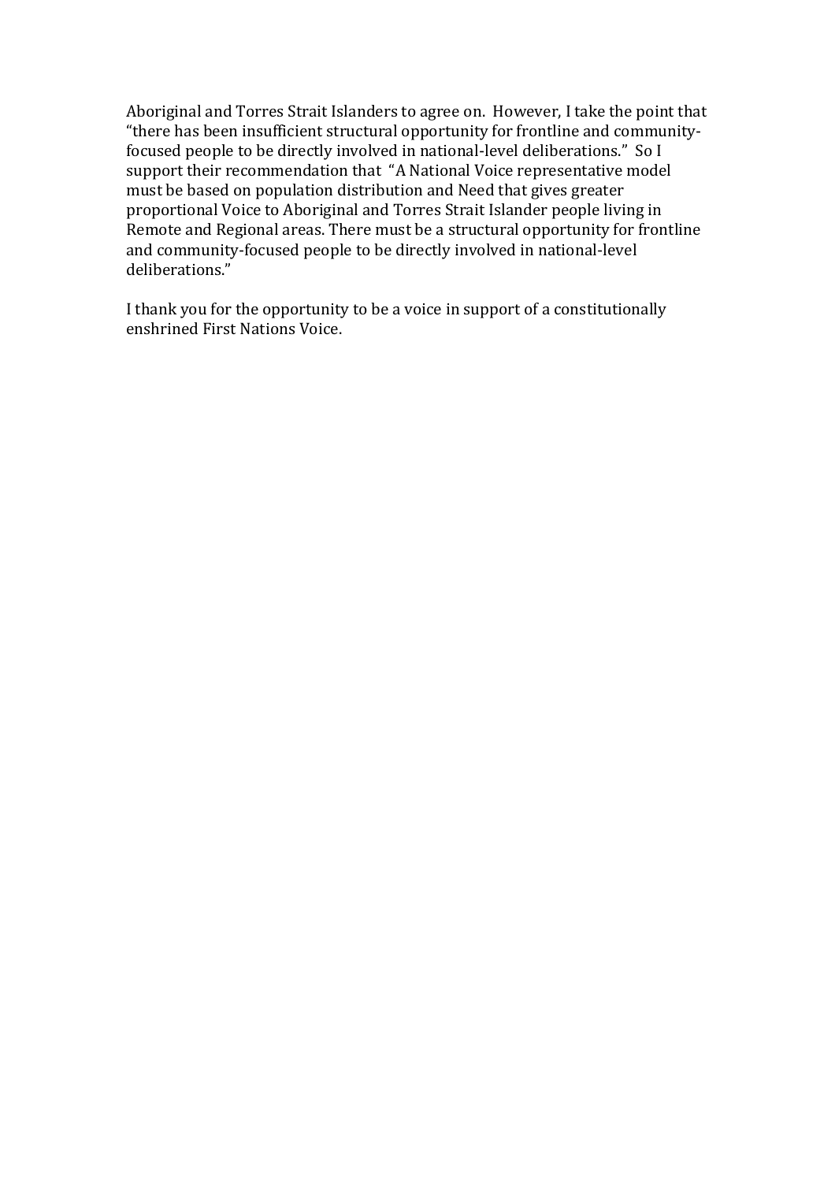Aboriginal and Torres Strait Islanders to agree on. However, I take the point that "there has been insufficient structural opportunity for frontline and community-focused people to be directly involved in national-level deliberations." So I support their recommendation that "A National Voice representative model must be based on population distribution and Need that gives greater proportional Voice to Aboriginal and Torres Strait Islander people living in Remote and Regional areas. There must be a structural opportunity for frontline and community-focused people to be directly involved in national-level deliberations."

I thank you for the opportunity to be a voice in support of a constitutionally enshrined First Nations Voice.